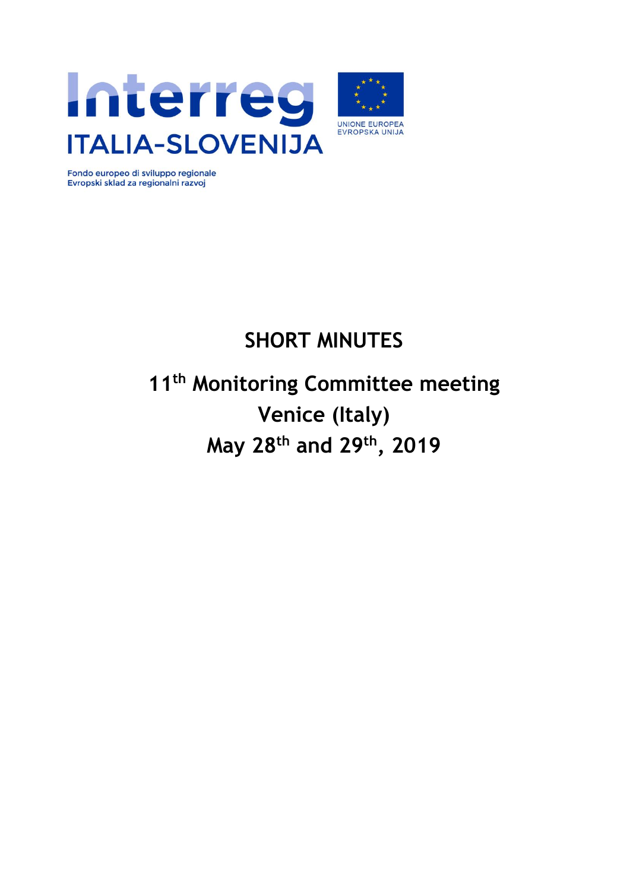Interreg

ITALIA-SLOVENIJA

UNIONE EUROPEA
EVROPSKA UNIJA

Fondo europeo di sviluppo regionale
Evropski sklad za regionalni razvoj

# SHORT MINUTES

## 11th Monitoring Committee meeting
## Venice (Italy)
## May 28th and 29th, 2019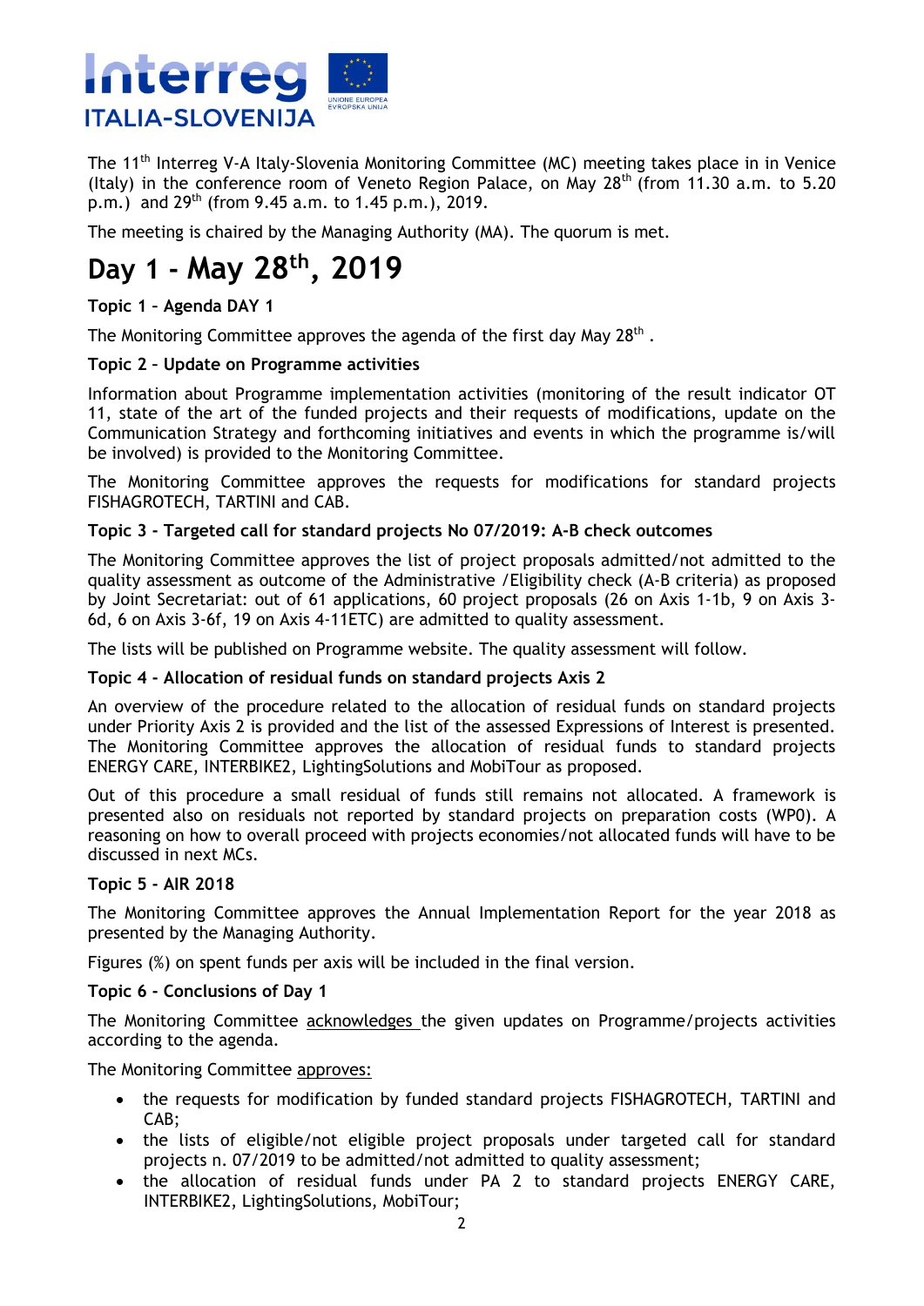The 11th Interreg V-A Italy-Slovenia Monitoring Committee (MC) meeting takes place in in Venice (Italy) in the conference room of Veneto Region Palace, on May 28th (from 11.30 a.m. to 5.20 p.m.) and 29th (from 9.45 a.m. to 1.45 p.m.), 2019.

The meeting is chaired by the Managing Authority (MA). The quorum is met.

# Day 1 - May 28th, 2019

**Topic 1 – Agenda DAY 1**

The Monitoring Committee approves the agenda of the first day May 28th .

**Topic 2 – Update on Programme activities**

Information about Programme implementation activities (monitoring of the result indicator OT 11, state of the art of the funded projects and their requests of modifications, update on the Communication Strategy and forthcoming initiatives and events in which the programme is/will be involved) is provided to the Monitoring Committee.

The Monitoring Committee approves the requests for modifications for standard projects FISHAGROTECH, TARTINI and CAB.

**Topic 3 - Targeted call for standard projects No 07/2019: A-B check outcomes**

The Monitoring Committee approves the list of project proposals admitted/not admitted to the quality assessment as outcome of the Administrative /Eligibility check (A-B criteria) as proposed by Joint Secretariat: out of 61 applications, 60 project proposals (26 on Axis 1-1b, 9 on Axis 3-6d, 6 on Axis 3-6f, 19 on Axis 4-11ETC) are admitted to quality assessment.

The lists will be published on Programme website. The quality assessment will follow.

**Topic 4 - Allocation of residual funds on standard projects Axis 2**

An overview of the procedure related to the allocation of residual funds on standard projects under Priority Axis 2 is provided and the list of the assessed Expressions of Interest is presented. The Monitoring Committee approves the allocation of residual funds to standard projects ENERGY CARE, INTERBIKE2, LightingSolutions and MobiTour as proposed.

Out of this procedure a small residual of funds still remains not allocated. A framework is presented also on residuals not reported by standard projects on preparation costs (WP0). A reasoning on how to overall proceed with projects economies/not allocated funds will have to be discussed in next MCs.

**Topic 5 - AIR 2018**

The Monitoring Committee approves the Annual Implementation Report for the year 2018 as presented by the Managing Authority.

Figures (%) on spent funds per axis will be included in the final version.

**Topic 6 - Conclusions of Day 1**

The Monitoring Committee acknowledges the given updates on Programme/projects activities according to the agenda.

The Monitoring Committee approves:

- the requests for modification by funded standard projects FISHAGROTECH, TARTINI and CAB;
- the lists of eligible/not eligible project proposals under targeted call for standard projects n. 07/2019 to be admitted/not admitted to quality assessment;
- the allocation of residual funds under PA 2 to standard projects ENERGY CARE, INTERBIKE2, LightingSolutions, MobiTour;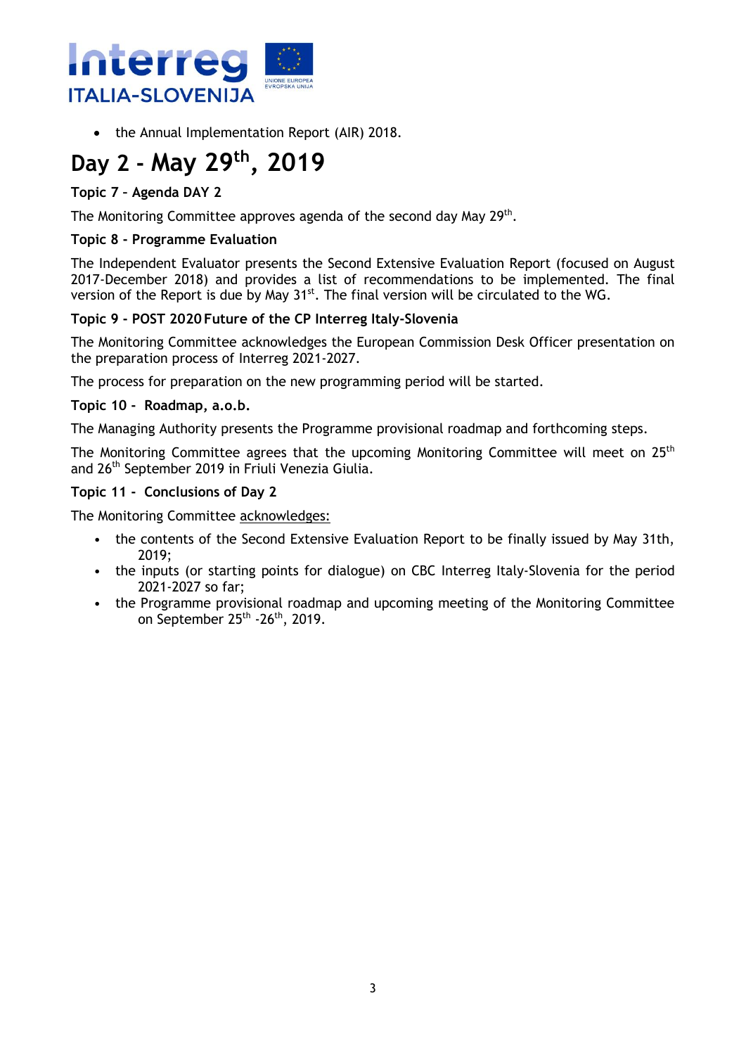- the Annual Implementation Report (AIR) 2018.

# Day 2 - May 29th, 2019

**Topic 7 – Agenda DAY 2**

The Monitoring Committee approves agenda of the second day May 29th.

**Topic 8 - Programme Evaluation**

The Independent Evaluator presents the Second Extensive Evaluation Report (focused on August 2017-December 2018) and provides a list of recommendations to be implemented. The final version of the Report is due by May 31st. The final version will be circulated to the WG.

**Topic 9 - POST 2020 Future of the CP Interreg Italy-Slovenia**

The Monitoring Committee acknowledges the European Commission Desk Officer presentation on the preparation process of Interreg 2021-2027.

The process for preparation on the new programming period will be started.

**Topic 10 - Roadmap, a.o.b.**

The Managing Authority presents the Programme provisional roadmap and forthcoming steps.

The Monitoring Committee agrees that the upcoming Monitoring Committee will meet on 25th and 26th September 2019 in Friuli Venezia Giulia.

**Topic 11 - Conclusions of Day 2**

The Monitoring Committee acknowledges:

- the contents of the Second Extensive Evaluation Report to be finally issued by May 31th, 2019;
- the inputs (or starting points for dialogue) on CBC Interreg Italy-Slovenia for the period 2021-2027 so far;
- the Programme provisional roadmap and upcoming meeting of the Monitoring Committee on September 25th -26th, 2019.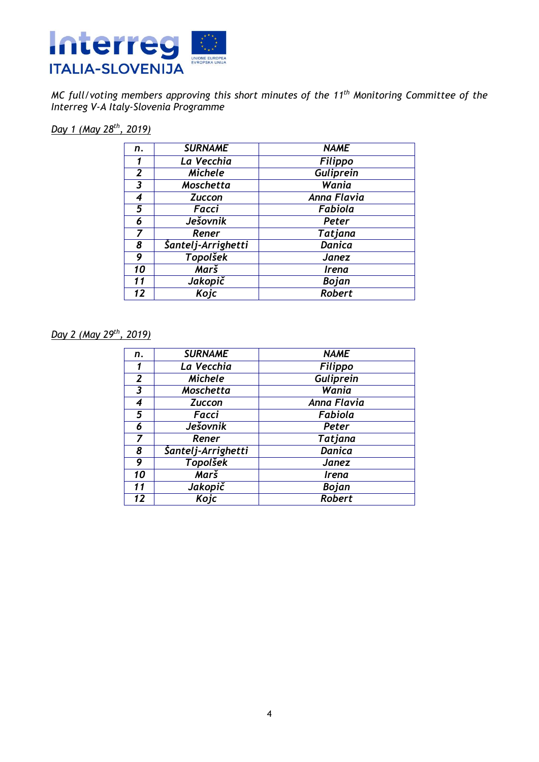*MC full/voting members approving this short minutes of the 11th Monitoring Committee of the Interreg V-A Italy-Slovenia Programme*

*Day 1 (May 28th, 2019)*

| n. | SURNAME | NAME |
|---|---|---|
| 1 | La Vecchia | Filippo |
| 2 | Michele | Guliprein |
| 3 | Moschetta | Wania |
| 4 | Zuccon | Anna Flavia |
| 5 | Facci | Fabiola |
| 6 | Ješovnik | Peter |
| 7 | Rener | Tatjana |
| 8 | Šantelj-Arrighetti | Danica |
| 9 | Topolšek | Janez |
| 10 | Marš | Irena |
| 11 | Jakopič | Bojan |
| 12 | Kojc | Robert |

*Day 2 (May 29th, 2019)*

| n. | SURNAME | NAME |
|---|---|---|
| 1 | La Vecchia | Filippo |
| 2 | Michele | Guliprein |
| 3 | Moschetta | Wania |
| 4 | Zuccon | Anna Flavia |
| 5 | Facci | Fabiola |
| 6 | Ješovnik | Peter |
| 7 | Rener | Tatjana |
| 8 | Šantelj-Arrighetti | Danica |
| 9 | Topolšek | Janez |
| 10 | Marš | Irena |
| 11 | Jakopič | Bojan |
| 12 | Kojc | Robert |